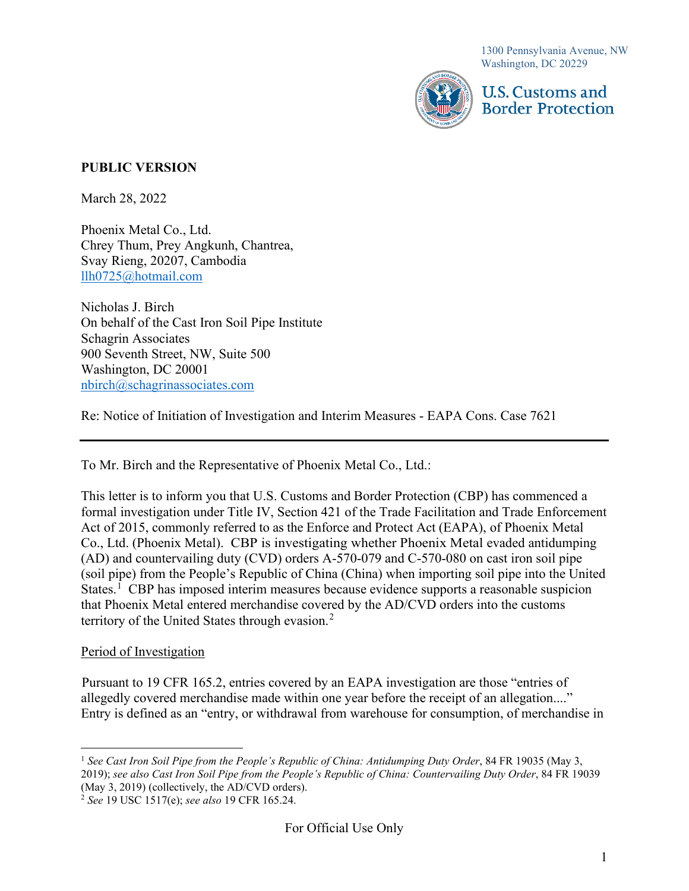1300 Pennsylvania Avenue, NW
Washington, DC 20229

U.S. Customs and Border Protection

**PUBLIC VERSION**

March 28, 2022

Phoenix Metal Co., Ltd.
Chrey Thum, Prey Angkunh, Chantrea,
Svay Rieng, 20207, Cambodia
llh0725@hotmail.com

Nicholas J. Birch
On behalf of the Cast Iron Soil Pipe Institute
Schagrin Associates
900 Seventh Street, NW, Suite 500
Washington, DC 20001
nbirch@schagrinassociates.com

Re: Notice of Initiation of Investigation and Interim Measures - EAPA Cons. Case 7621

---

To Mr. Birch and the Representative of Phoenix Metal Co., Ltd.:

This letter is to inform you that U.S. Customs and Border Protection (CBP) has commenced a formal investigation under Title IV, Section 421 of the Trade Facilitation and Trade Enforcement Act of 2015, commonly referred to as the Enforce and Protect Act (EAPA), of Phoenix Metal Co., Ltd. (Phoenix Metal). CBP is investigating whether Phoenix Metal evaded antidumping (AD) and countervailing duty (CVD) orders A-570-079 and C-570-080 on cast iron soil pipe (soil pipe) from the People's Republic of China (China) when importing soil pipe into the United States.[1] CBP has imposed interim measures because evidence supports a reasonable suspicion that Phoenix Metal entered merchandise covered by the AD/CVD orders into the customs territory of the United States through evasion.[2]

Period of Investigation

Pursuant to 19 CFR 165.2, entries covered by an EAPA investigation are those "entries of allegedly covered merchandise made within one year before the receipt of an allegation...." Entry is defined as an "entry, or withdrawal from warehouse for consumption, of merchandise in

---

[1] *See Cast Iron Soil Pipe from the People's Republic of China: Antidumping Duty Order*, 84 FR 19035 (May 3, 2019); *see also Cast Iron Soil Pipe from the People's Republic of China: Countervailing Duty Order*, 84 FR 19039 (May 3, 2019) (collectively, the AD/CVD orders).

[2] *See* 19 USC 1517(e); *see also* 19 CFR 165.24.

For Official Use Only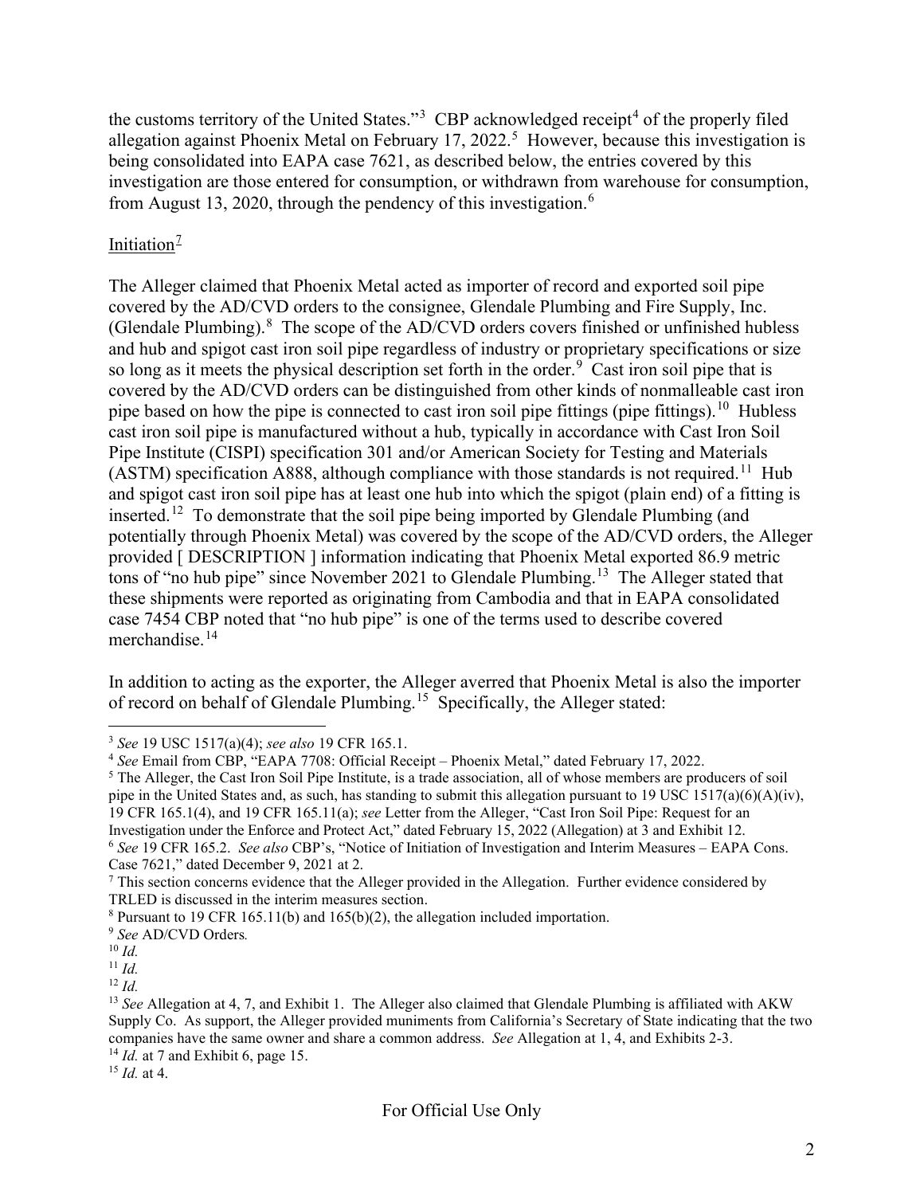the customs territory of the United States."[3] CBP acknowledged receipt[4] of the properly filed allegation against Phoenix Metal on February 17, 2022.[5] However, because this investigation is being consolidated into EAPA case 7621, as described below, the entries covered by this investigation are those entered for consumption, or withdrawn from warehouse for consumption, from August 13, 2020, through the pendency of this investigation.[6]

## Initiation[7]

The Alleger claimed that Phoenix Metal acted as importer of record and exported soil pipe covered by the AD/CVD orders to the consignee, Glendale Plumbing and Fire Supply, Inc. (Glendale Plumbing).[8] The scope of the AD/CVD orders covers finished or unfinished hubless and hub and spigot cast iron soil pipe regardless of industry or proprietary specifications or size so long as it meets the physical description set forth in the order.[9] Cast iron soil pipe that is covered by the AD/CVD orders can be distinguished from other kinds of nonmalleable cast iron pipe based on how the pipe is connected to cast iron soil pipe fittings (pipe fittings).[10] Hubless cast iron soil pipe is manufactured without a hub, typically in accordance with Cast Iron Soil Pipe Institute (CISPI) specification 301 and/or American Society for Testing and Materials (ASTM) specification A888, although compliance with those standards is not required.[11] Hub and spigot cast iron soil pipe has at least one hub into which the spigot (plain end) of a fitting is inserted.[12] To demonstrate that the soil pipe being imported by Glendale Plumbing (and potentially through Phoenix Metal) was covered by the scope of the AD/CVD orders, the Alleger provided [ DESCRIPTION ] information indicating that Phoenix Metal exported 86.9 metric tons of "no hub pipe" since November 2021 to Glendale Plumbing.[13] The Alleger stated that these shipments were reported as originating from Cambodia and that in EAPA consolidated case 7454 CBP noted that "no hub pipe" is one of the terms used to describe covered merchandise.[14]

In addition to acting as the exporter, the Alleger averred that Phoenix Metal is also the importer of record on behalf of Glendale Plumbing.[15] Specifically, the Alleger stated:

---

[3] *See* 19 USC 1517(a)(4); *see also* 19 CFR 165.1.

[4] *See* Email from CBP, "EAPA 7708: Official Receipt – Phoenix Metal," dated February 17, 2022.

[5] The Alleger, the Cast Iron Soil Pipe Institute, is a trade association, all of whose members are producers of soil pipe in the United States and, as such, has standing to submit this allegation pursuant to 19 USC 1517(a)(6)(A)(iv), 19 CFR 165.1(4), and 19 CFR 165.11(a); *see* Letter from the Alleger, "Cast Iron Soil Pipe: Request for an Investigation under the Enforce and Protect Act," dated February 15, 2022 (Allegation) at 3 and Exhibit 12.

[6] *See* 19 CFR 165.2. *See also* CBP's, "Notice of Initiation of Investigation and Interim Measures – EAPA Cons. Case 7621," dated December 9, 2021 at 2.

[7] This section concerns evidence that the Alleger provided in the Allegation. Further evidence considered by TRLED is discussed in the interim measures section.

[8] Pursuant to 19 CFR 165.11(b) and 165(b)(2), the allegation included importation.

[9] *See* AD/CVD Orders*.*

[10] *Id.*

[11] *Id.*

[12] *Id.*

[13] *See* Allegation at 4, 7, and Exhibit 1. The Alleger also claimed that Glendale Plumbing is affiliated with AKW Supply Co. As support, the Alleger provided muniments from California's Secretary of State indicating that the two companies have the same owner and share a common address. *See* Allegation at 1, 4, and Exhibits 2-3.

[14] *Id.* at 7 and Exhibit 6, page 15.

[15] *Id.* at 4.

For Official Use Only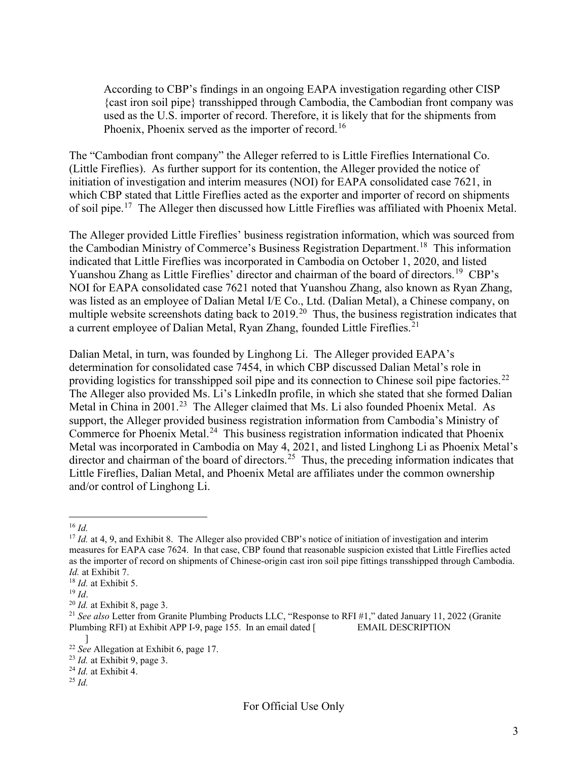> According to CBP's findings in an ongoing EAPA investigation regarding other CISP {cast iron soil pipe} transshipped through Cambodia, the Cambodian front company was used as the U.S. importer of record. Therefore, it is likely that for the shipments from Phoenix, Phoenix served as the importer of record.[16]

The "Cambodian front company" the Alleger referred to is Little Fireflies International Co. (Little Fireflies). As further support for its contention, the Alleger provided the notice of initiation of investigation and interim measures (NOI) for EAPA consolidated case 7621, in which CBP stated that Little Fireflies acted as the exporter and importer of record on shipments of soil pipe.[17] The Alleger then discussed how Little Fireflies was affiliated with Phoenix Metal.

The Alleger provided Little Fireflies' business registration information, which was sourced from the Cambodian Ministry of Commerce's Business Registration Department.[18] This information indicated that Little Fireflies was incorporated in Cambodia on October 1, 2020, and listed Yuanshou Zhang as Little Fireflies' director and chairman of the board of directors.[19] CBP's NOI for EAPA consolidated case 7621 noted that Yuanshou Zhang, also known as Ryan Zhang, was listed as an employee of Dalian Metal I/E Co., Ltd. (Dalian Metal), a Chinese company, on multiple website screenshots dating back to 2019.[20] Thus, the business registration indicates that a current employee of Dalian Metal, Ryan Zhang, founded Little Fireflies.[21]

Dalian Metal, in turn, was founded by Linghong Li. The Alleger provided EAPA's determination for consolidated case 7454, in which CBP discussed Dalian Metal's role in providing logistics for transshipped soil pipe and its connection to Chinese soil pipe factories.[22] The Alleger also provided Ms. Li's LinkedIn profile, in which she stated that she formed Dalian Metal in China in 2001.[23] The Alleger claimed that Ms. Li also founded Phoenix Metal. As support, the Alleger provided business registration information from Cambodia's Ministry of Commerce for Phoenix Metal.[24] This business registration information indicated that Phoenix Metal was incorporated in Cambodia on May 4, 2021, and listed Linghong Li as Phoenix Metal's director and chairman of the board of directors.[25] Thus, the preceding information indicates that Little Fireflies, Dalian Metal, and Phoenix Metal are affiliates under the common ownership and/or control of Linghong Li.

---

[16] *Id.*

[17] *Id.* at 4, 9, and Exhibit 8. The Alleger also provided CBP's notice of initiation of investigation and interim measures for EAPA case 7624. In that case, CBP found that reasonable suspicion existed that Little Fireflies acted as the importer of record on shipments of Chinese-origin cast iron soil pipe fittings transshipped through Cambodia. *Id.* at Exhibit 7.

[18] *Id.* at Exhibit 5.

[19] *Id*.

[20] *Id.* at Exhibit 8, page 3.

[21] *See also* Letter from Granite Plumbing Products LLC, "Response to RFI #1," dated January 11, 2022 (Granite Plumbing RFI) at Exhibit APP I-9, page 155. In an email dated [ EMAIL DESCRIPTION ]

[22] *See* Allegation at Exhibit 6, page 17.

[23] *Id.* at Exhibit 9, page 3.

[24] *Id.* at Exhibit 4.

[25] *Id.*

For Official Use Only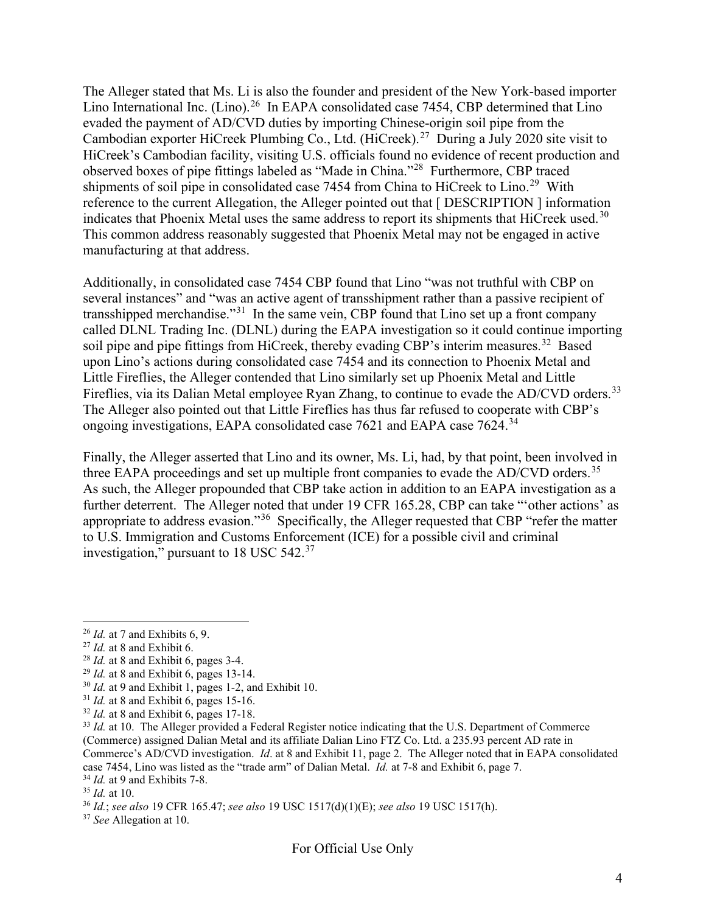The Alleger stated that Ms. Li is also the founder and president of the New York-based importer Lino International Inc. (Lino).[26] In EAPA consolidated case 7454, CBP determined that Lino evaded the payment of AD/CVD duties by importing Chinese-origin soil pipe from the Cambodian exporter HiCreek Plumbing Co., Ltd. (HiCreek).[27] During a July 2020 site visit to HiCreek's Cambodian facility, visiting U.S. officials found no evidence of recent production and observed boxes of pipe fittings labeled as "Made in China."[28] Furthermore, CBP traced shipments of soil pipe in consolidated case 7454 from China to HiCreek to Lino.[29] With reference to the current Allegation, the Alleger pointed out that [ DESCRIPTION ] information indicates that Phoenix Metal uses the same address to report its shipments that HiCreek used.[30] This common address reasonably suggested that Phoenix Metal may not be engaged in active manufacturing at that address.

Additionally, in consolidated case 7454 CBP found that Lino "was not truthful with CBP on several instances" and "was an active agent of transshipment rather than a passive recipient of transshipped merchandise."[31] In the same vein, CBP found that Lino set up a front company called DLNL Trading Inc. (DLNL) during the EAPA investigation so it could continue importing soil pipe and pipe fittings from HiCreek, thereby evading CBP's interim measures.[32] Based upon Lino's actions during consolidated case 7454 and its connection to Phoenix Metal and Little Fireflies, the Alleger contended that Lino similarly set up Phoenix Metal and Little Fireflies, via its Dalian Metal employee Ryan Zhang, to continue to evade the AD/CVD orders.[33] The Alleger also pointed out that Little Fireflies has thus far refused to cooperate with CBP's ongoing investigations, EAPA consolidated case 7621 and EAPA case 7624.[34]

Finally, the Alleger asserted that Lino and its owner, Ms. Li, had, by that point, been involved in three EAPA proceedings and set up multiple front companies to evade the AD/CVD orders.[35] As such, the Alleger propounded that CBP take action in addition to an EAPA investigation as a further deterrent. The Alleger noted that under 19 CFR 165.28, CBP can take "'other actions' as appropriate to address evasion."[36] Specifically, the Alleger requested that CBP "refer the matter to U.S. Immigration and Customs Enforcement (ICE) for a possible civil and criminal investigation," pursuant to 18 USC 542.[37]

---

[26] *Id.* at 7 and Exhibits 6, 9.
[27] *Id.* at 8 and Exhibit 6.
[28] *Id.* at 8 and Exhibit 6, pages 3-4.
[29] *Id.* at 8 and Exhibit 6, pages 13-14.
[30] *Id.* at 9 and Exhibit 1, pages 1-2, and Exhibit 10.
[31] *Id.* at 8 and Exhibit 6, pages 15-16.
[32] *Id.* at 8 and Exhibit 6, pages 17-18.
[33] *Id.* at 10. The Alleger provided a Federal Register notice indicating that the U.S. Department of Commerce (Commerce) assigned Dalian Metal and its affiliate Dalian Lino FTZ Co. Ltd. a 235.93 percent AD rate in Commerce's AD/CVD investigation. *Id*. at 8 and Exhibit 11, page 2. The Alleger noted that in EAPA consolidated case 7454, Lino was listed as the "trade arm" of Dalian Metal. *Id.* at 7-8 and Exhibit 6, page 7.
[34] *Id.* at 9 and Exhibits 7-8.
[35] *Id.* at 10.
[36] *Id.*; *see also* 19 CFR 165.47; *see also* 19 USC 1517(d)(1)(E); *see also* 19 USC 1517(h).
[37] *See* Allegation at 10.

For Official Use Only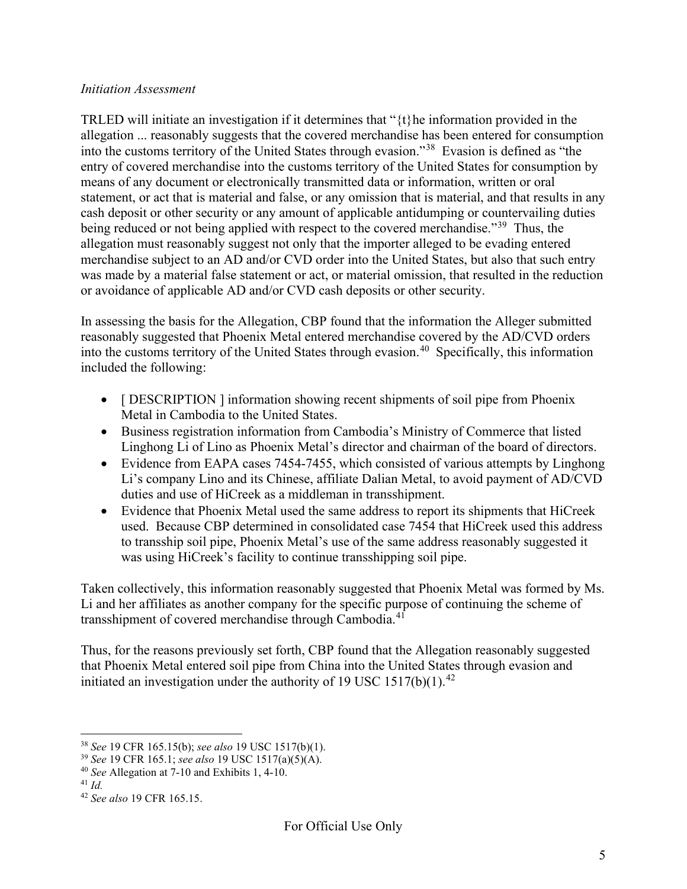*Initiation Assessment*

TRLED will initiate an investigation if it determines that "{t}he information provided in the allegation ... reasonably suggests that the covered merchandise has been entered for consumption into the customs territory of the United States through evasion."[38] Evasion is defined as "the entry of covered merchandise into the customs territory of the United States for consumption by means of any document or electronically transmitted data or information, written or oral statement, or act that is material and false, or any omission that is material, and that results in any cash deposit or other security or any amount of applicable antidumping or countervailing duties being reduced or not being applied with respect to the covered merchandise."[39] Thus, the allegation must reasonably suggest not only that the importer alleged to be evading entered merchandise subject to an AD and/or CVD order into the United States, but also that such entry was made by a material false statement or act, or material omission, that resulted in the reduction or avoidance of applicable AD and/or CVD cash deposits or other security.

In assessing the basis for the Allegation, CBP found that the information the Alleger submitted reasonably suggested that Phoenix Metal entered merchandise covered by the AD/CVD orders into the customs territory of the United States through evasion.[40] Specifically, this information included the following:

- [ DESCRIPTION ] information showing recent shipments of soil pipe from Phoenix Metal in Cambodia to the United States.
- Business registration information from Cambodia's Ministry of Commerce that listed Linghong Li of Lino as Phoenix Metal's director and chairman of the board of directors.
- Evidence from EAPA cases 7454-7455, which consisted of various attempts by Linghong Li's company Lino and its Chinese, affiliate Dalian Metal, to avoid payment of AD/CVD duties and use of HiCreek as a middleman in transshipment.
- Evidence that Phoenix Metal used the same address to report its shipments that HiCreek used. Because CBP determined in consolidated case 7454 that HiCreek used this address to transship soil pipe, Phoenix Metal's use of the same address reasonably suggested it was using HiCreek's facility to continue transshipping soil pipe.

Taken collectively, this information reasonably suggested that Phoenix Metal was formed by Ms. Li and her affiliates as another company for the specific purpose of continuing the scheme of transshipment of covered merchandise through Cambodia.[41]

Thus, for the reasons previously set forth, CBP found that the Allegation reasonably suggested that Phoenix Metal entered soil pipe from China into the United States through evasion and initiated an investigation under the authority of 19 USC 1517(b)(1).[42]

---

[38] *See* 19 CFR 165.15(b); *see also* 19 USC 1517(b)(1).
[39] *See* 19 CFR 165.1; *see also* 19 USC 1517(a)(5)(A).
[40] *See* Allegation at 7-10 and Exhibits 1, 4-10.
[41] *Id.*
[42] *See also* 19 CFR 165.15.

For Official Use Only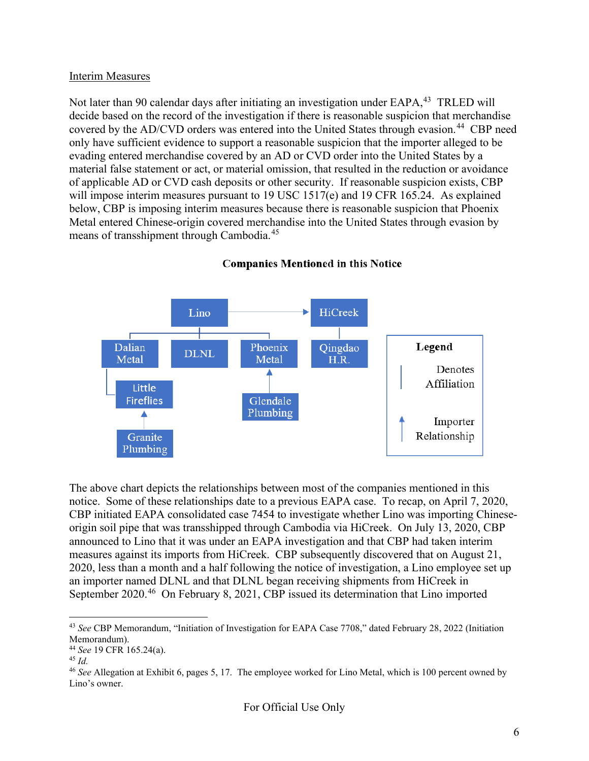Interim Measures

Not later than 90 calendar days after initiating an investigation under EAPA,[43] TRLED will decide based on the record of the investigation if there is reasonable suspicion that merchandise covered by the AD/CVD orders was entered into the United States through evasion.[44] CBP need only have sufficient evidence to support a reasonable suspicion that the importer alleged to be evading entered merchandise covered by an AD or CVD order into the United States by a material false statement or act, or material omission, that resulted in the reduction or avoidance of applicable AD or CVD cash deposits or other security. If reasonable suspicion exists, CBP will impose interim measures pursuant to 19 USC 1517(e) and 19 CFR 165.24. As explained below, CBP is imposing interim measures because there is reasonable suspicion that Phoenix Metal entered Chinese-origin covered merchandise into the United States through evasion by means of transshipment through Cambodia.[45]

**Companies Mentioned in this Notice**

Lino → HiCreek

Lino: Dalian Metal, DLNL, Phoenix Metal

HiCreek: Qingdao H.R.

Dalian Metal: Little Fireflies

Granite Plumbing → Little Fireflies

Glendale Plumbing → Phoenix Metal

Legend: | Denotes Affiliation; ↑ Importer Relationship

The above chart depicts the relationships between most of the companies mentioned in this notice. Some of these relationships date to a previous EAPA case. To recap, on April 7, 2020, CBP initiated EAPA consolidated case 7454 to investigate whether Lino was importing Chinese-origin soil pipe that was transshipped through Cambodia via HiCreek. On July 13, 2020, CBP announced to Lino that it was under an EAPA investigation and that CBP had taken interim measures against its imports from HiCreek. CBP subsequently discovered that on August 21, 2020, less than a month and a half following the notice of investigation, a Lino employee set up an importer named DLNL and that DLNL began receiving shipments from HiCreek in September 2020.[46] On February 8, 2021, CBP issued its determination that Lino imported

[43] *See* CBP Memorandum, "Initiation of Investigation for EAPA Case 7708," dated February 28, 2022 (Initiation Memorandum).
[44] *See* 19 CFR 165.24(a).
[45] *Id.*
[46] *See* Allegation at Exhibit 6, pages 5, 17. The employee worked for Lino Metal, which is 100 percent owned by Lino's owner.

For Official Use Only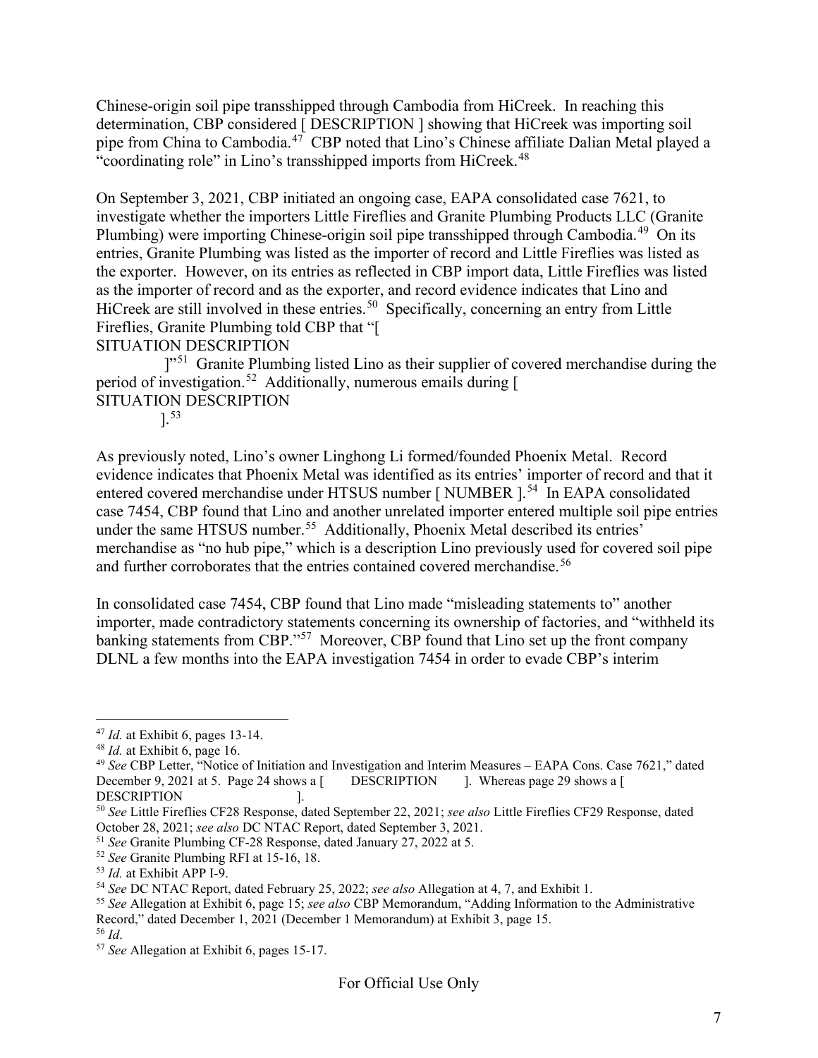Chinese-origin soil pipe transshipped through Cambodia from HiCreek. In reaching this determination, CBP considered [ DESCRIPTION ] showing that HiCreek was importing soil pipe from China to Cambodia.[47] CBP noted that Lino's Chinese affiliate Dalian Metal played a "coordinating role" in Lino's transshipped imports from HiCreek.[48]

On September 3, 2021, CBP initiated an ongoing case, EAPA consolidated case 7621, to investigate whether the importers Little Fireflies and Granite Plumbing Products LLC (Granite Plumbing) were importing Chinese-origin soil pipe transshipped through Cambodia.[49] On its entries, Granite Plumbing was listed as the importer of record and Little Fireflies was listed as the exporter. However, on its entries as reflected in CBP import data, Little Fireflies was listed as the importer of record and as the exporter, and record evidence indicates that Lino and HiCreek are still involved in these entries.[50] Specifically, concerning an entry from Little Fireflies, Granite Plumbing told CBP that "[
SITUATION DESCRIPTION
]"[51] Granite Plumbing listed Lino as their supplier of covered merchandise during the period of investigation.[52] Additionally, numerous emails during [
SITUATION DESCRIPTION
].[53]

As previously noted, Lino's owner Linghong Li formed/founded Phoenix Metal. Record evidence indicates that Phoenix Metal was identified as its entries' importer of record and that it entered covered merchandise under HTSUS number [ NUMBER ].[54] In EAPA consolidated case 7454, CBP found that Lino and another unrelated importer entered multiple soil pipe entries under the same HTSUS number.[55] Additionally, Phoenix Metal described its entries' merchandise as "no hub pipe," which is a description Lino previously used for covered soil pipe and further corroborates that the entries contained covered merchandise.[56]

In consolidated case 7454, CBP found that Lino made "misleading statements to" another importer, made contradictory statements concerning its ownership of factories, and "withheld its banking statements from CBP."[57] Moreover, CBP found that Lino set up the front company DLNL a few months into the EAPA investigation 7454 in order to evade CBP's interim

---

[47] *Id.* at Exhibit 6, pages 13-14.

[48] *Id.* at Exhibit 6, page 16.

[49] *See* CBP Letter, "Notice of Initiation and Investigation and Interim Measures – EAPA Cons. Case 7621," dated December 9, 2021 at 5. Page 24 shows a [ DESCRIPTION ]. Whereas page 29 shows a [ DESCRIPTION ].

[50] *See* Little Fireflies CF28 Response, dated September 22, 2021; *see also* Little Fireflies CF29 Response, dated October 28, 2021; *see also* DC NTAC Report, dated September 3, 2021.

[51] *See* Granite Plumbing CF-28 Response, dated January 27, 2022 at 5.

[52] *See* Granite Plumbing RFI at 15-16, 18.

[53] *Id.* at Exhibit APP I-9.

[54] *See* DC NTAC Report, dated February 25, 2022; *see also* Allegation at 4, 7, and Exhibit 1.

[55] *See* Allegation at Exhibit 6, page 15; *see also* CBP Memorandum, "Adding Information to the Administrative Record," dated December 1, 2021 (December 1 Memorandum) at Exhibit 3, page 15.

[56] *Id*.

[57] *See* Allegation at Exhibit 6, pages 15-17.

For Official Use Only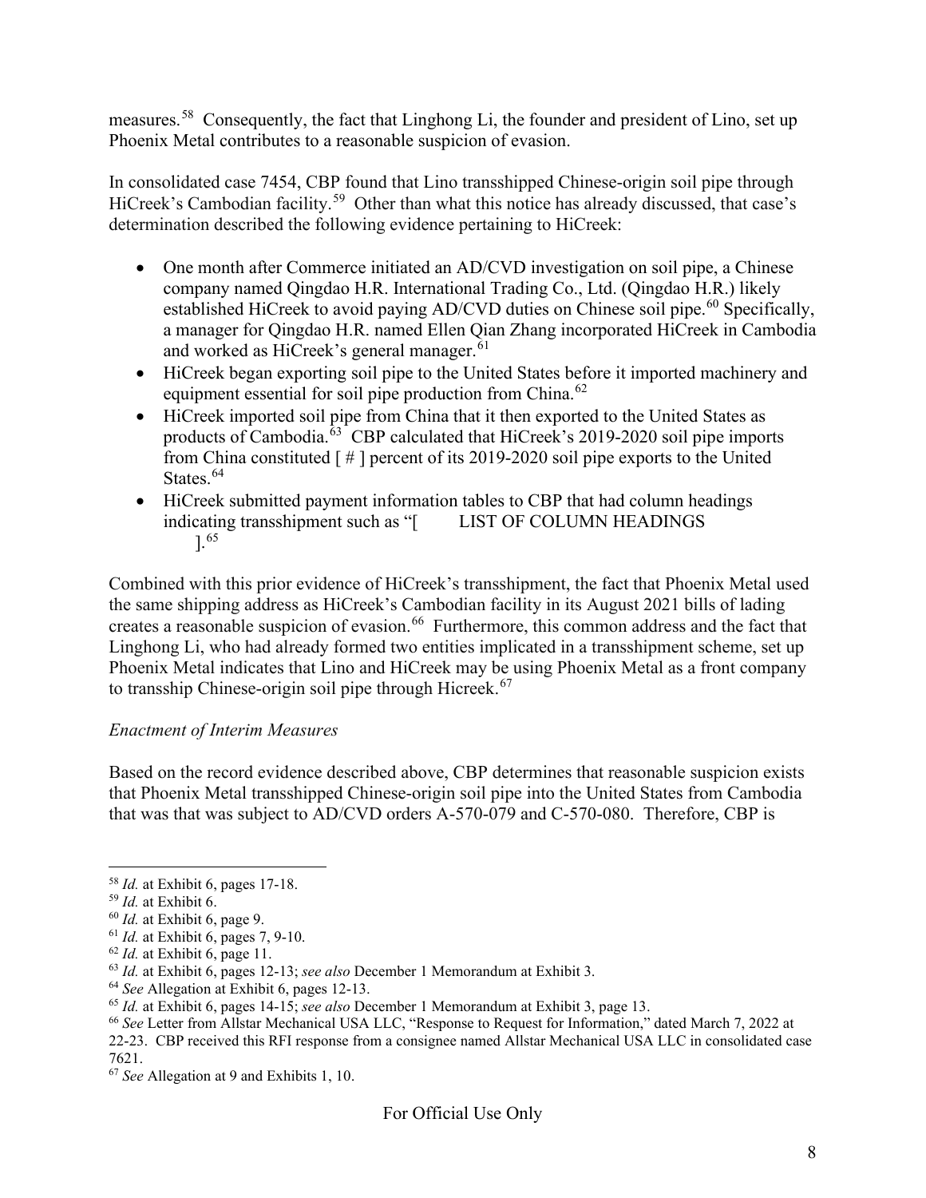measures.[58] Consequently, the fact that Linghong Li, the founder and president of Lino, set up Phoenix Metal contributes to a reasonable suspicion of evasion.

In consolidated case 7454, CBP found that Lino transshipped Chinese-origin soil pipe through HiCreek's Cambodian facility.[59] Other than what this notice has already discussed, that case's determination described the following evidence pertaining to HiCreek:

- One month after Commerce initiated an AD/CVD investigation on soil pipe, a Chinese company named Qingdao H.R. International Trading Co., Ltd. (Qingdao H.R.) likely established HiCreek to avoid paying AD/CVD duties on Chinese soil pipe.[60] Specifically, a manager for Qingdao H.R. named Ellen Qian Zhang incorporated HiCreek in Cambodia and worked as HiCreek's general manager.[61]
- HiCreek began exporting soil pipe to the United States before it imported machinery and equipment essential for soil pipe production from China.[62]
- HiCreek imported soil pipe from China that it then exported to the United States as products of Cambodia.[63] CBP calculated that HiCreek's 2019-2020 soil pipe imports from China constituted [ # ] percent of its 2019-2020 soil pipe exports to the United States.[64]
- HiCreek submitted payment information tables to CBP that had column headings indicating transshipment such as "[ LIST OF COLUMN HEADINGS ].[65]

Combined with this prior evidence of HiCreek's transshipment, the fact that Phoenix Metal used the same shipping address as HiCreek's Cambodian facility in its August 2021 bills of lading creates a reasonable suspicion of evasion.[66] Furthermore, this common address and the fact that Linghong Li, who had already formed two entities implicated in a transshipment scheme, set up Phoenix Metal indicates that Lino and HiCreek may be using Phoenix Metal as a front company to transship Chinese-origin soil pipe through Hicreek.[67]

*Enactment of Interim Measures*

Based on the record evidence described above, CBP determines that reasonable suspicion exists that Phoenix Metal transshipped Chinese-origin soil pipe into the United States from Cambodia that was that was subject to AD/CVD orders A-570-079 and C-570-080. Therefore, CBP is

---

[58] *Id.* at Exhibit 6, pages 17-18.
[59] *Id.* at Exhibit 6.
[60] *Id.* at Exhibit 6, page 9.
[61] *Id.* at Exhibit 6, pages 7, 9-10.
[62] *Id.* at Exhibit 6, page 11.
[63] *Id.* at Exhibit 6, pages 12-13; *see also* December 1 Memorandum at Exhibit 3.
[64] *See* Allegation at Exhibit 6, pages 12-13.
[65] *Id.* at Exhibit 6, pages 14-15; *see also* December 1 Memorandum at Exhibit 3, page 13.
[66] *See* Letter from Allstar Mechanical USA LLC, "Response to Request for Information," dated March 7, 2022 at 22-23. CBP received this RFI response from a consignee named Allstar Mechanical USA LLC in consolidated case 7621.
[67] *See* Allegation at 9 and Exhibits 1, 10.

For Official Use Only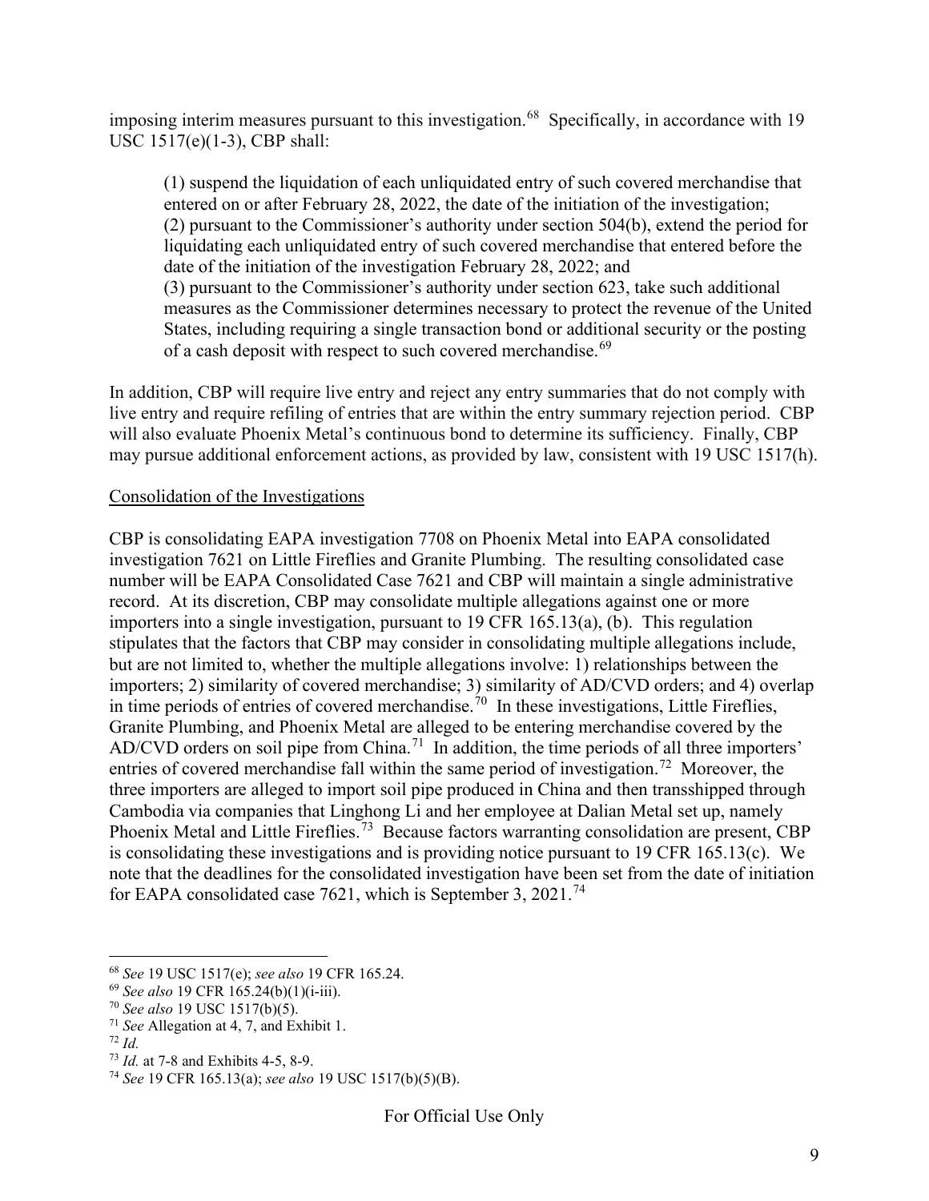imposing interim measures pursuant to this investigation.[68] Specifically, in accordance with 19 USC 1517(e)(1-3), CBP shall:

> (1) suspend the liquidation of each unliquidated entry of such covered merchandise that entered on or after February 28, 2022, the date of the initiation of the investigation;
> (2) pursuant to the Commissioner's authority under section 504(b), extend the period for liquidating each unliquidated entry of such covered merchandise that entered before the date of the initiation of the investigation February 28, 2022; and
> (3) pursuant to the Commissioner's authority under section 623, take such additional measures as the Commissioner determines necessary to protect the revenue of the United States, including requiring a single transaction bond or additional security or the posting of a cash deposit with respect to such covered merchandise.[69]

In addition, CBP will require live entry and reject any entry summaries that do not comply with live entry and require refiling of entries that are within the entry summary rejection period. CBP will also evaluate Phoenix Metal's continuous bond to determine its sufficiency. Finally, CBP may pursue additional enforcement actions, as provided by law, consistent with 19 USC 1517(h).

<u>Consolidation of the Investigations</u>

CBP is consolidating EAPA investigation 7708 on Phoenix Metal into EAPA consolidated investigation 7621 on Little Fireflies and Granite Plumbing. The resulting consolidated case number will be EAPA Consolidated Case 7621 and CBP will maintain a single administrative record. At its discretion, CBP may consolidate multiple allegations against one or more importers into a single investigation, pursuant to 19 CFR 165.13(a), (b). This regulation stipulates that the factors that CBP may consider in consolidating multiple allegations include, but are not limited to, whether the multiple allegations involve: 1) relationships between the importers; 2) similarity of covered merchandise; 3) similarity of AD/CVD orders; and 4) overlap in time periods of entries of covered merchandise.[70] In these investigations, Little Fireflies, Granite Plumbing, and Phoenix Metal are alleged to be entering merchandise covered by the AD/CVD orders on soil pipe from China.[71] In addition, the time periods of all three importers' entries of covered merchandise fall within the same period of investigation.[72] Moreover, the three importers are alleged to import soil pipe produced in China and then transshipped through Cambodia via companies that Linghong Li and her employee at Dalian Metal set up, namely Phoenix Metal and Little Fireflies.[73] Because factors warranting consolidation are present, CBP is consolidating these investigations and is providing notice pursuant to 19 CFR 165.13(c). We note that the deadlines for the consolidated investigation have been set from the date of initiation for EAPA consolidated case 7621, which is September 3, 2021.[74]

---

[68] *See* 19 USC 1517(e); *see also* 19 CFR 165.24.
[69] *See also* 19 CFR 165.24(b)(1)(i-iii).
[70] *See also* 19 USC 1517(b)(5).
[71] *See* Allegation at 4, 7, and Exhibit 1.
[72] *Id.*
[73] *Id.* at 7-8 and Exhibits 4-5, 8-9.
[74] *See* 19 CFR 165.13(a); *see also* 19 USC 1517(b)(5)(B).

For Official Use Only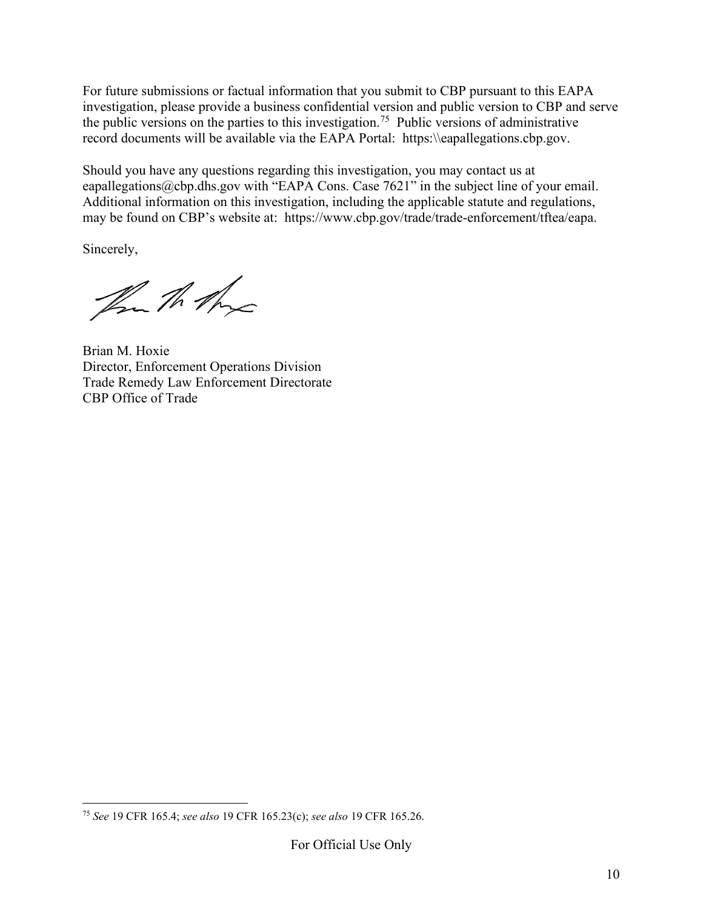For future submissions or factual information that you submit to CBP pursuant to this EAPA investigation, please provide a business confidential version and public version to CBP and serve the public versions on the parties to this investigation.[75] Public versions of administrative record documents will be available via the EAPA Portal: https:\\eapallegations.cbp.gov.

Should you have any questions regarding this investigation, you may contact us at eapallegations@cbp.dhs.gov with "EAPA Cons. Case 7621" in the subject line of your email. Additional information on this investigation, including the applicable statute and regulations, may be found on CBP's website at: https://www.cbp.gov/trade/trade-enforcement/tftea/eapa.

Sincerely,

Brian M. Hoxie
Director, Enforcement Operations Division
Trade Remedy Law Enforcement Directorate
CBP Office of Trade

[75] *See* 19 CFR 165.4; *see also* 19 CFR 165.23(c); *see also* 19 CFR 165.26.

For Official Use Only